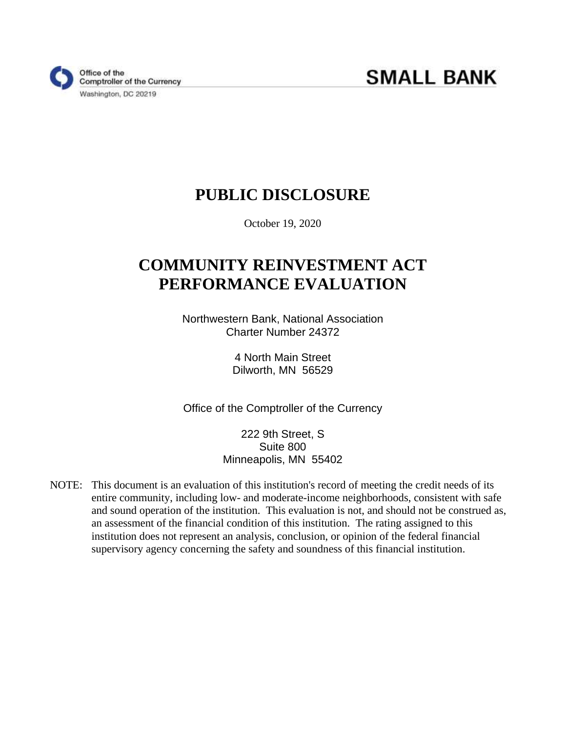Office of the Comptroller of the Currency
Washington, DC 20219

**SMALL BANK**

# PUBLIC DISCLOSURE

October 19, 2020

# COMMUNITY REINVESTMENT ACT PERFORMANCE EVALUATION

Northwestern Bank, National Association
Charter Number 24372

4 North Main Street
Dilworth, MN 56529

Office of the Comptroller of the Currency

222 9th Street, S
Suite 800
Minneapolis, MN 55402

NOTE: This document is an evaluation of this institution's record of meeting the credit needs of its entire community, including low- and moderate-income neighborhoods, consistent with safe and sound operation of the institution. This evaluation is not, and should not be construed as, an assessment of the financial condition of this institution. The rating assigned to this institution does not represent an analysis, conclusion, or opinion of the federal financial supervisory agency concerning the safety and soundness of this financial institution.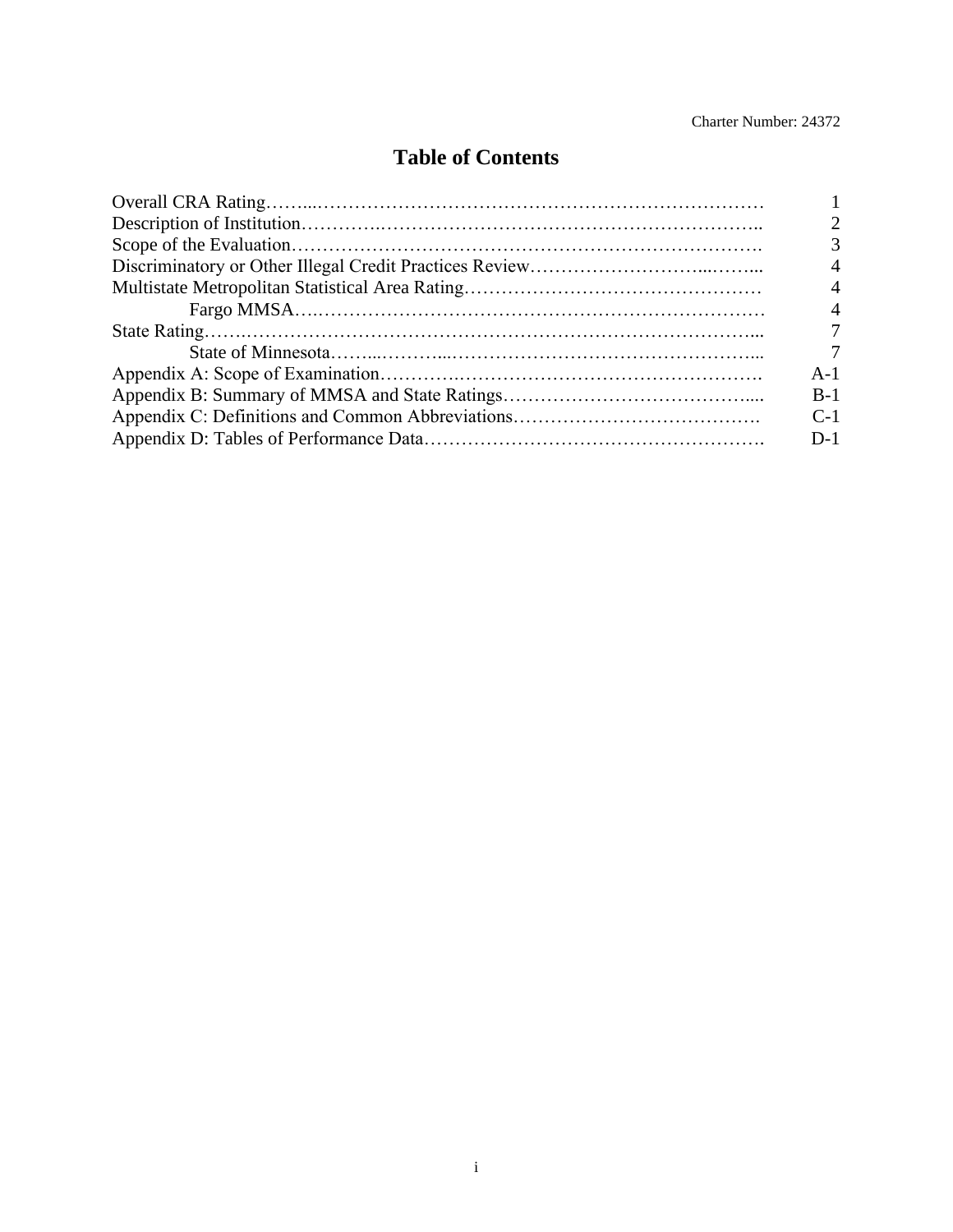# Table of Contents

| | |
|---|---|
| Overall CRA Rating | 1 |
| Description of Institution | 2 |
| Scope of the Evaluation | 3 |
| Discriminatory or Other Illegal Credit Practices Review | 4 |
| Multistate Metropolitan Statistical Area Rating | 4 |
| Fargo MMSA | 4 |
| State Rating | 7 |
| State of Minnesota | 7 |
| Appendix A: Scope of Examination | A-1 |
| Appendix B: Summary of MMSA and State Ratings | B-1 |
| Appendix C: Definitions and Common Abbreviations | C-1 |
| Appendix D: Tables of Performance Data | D-1 |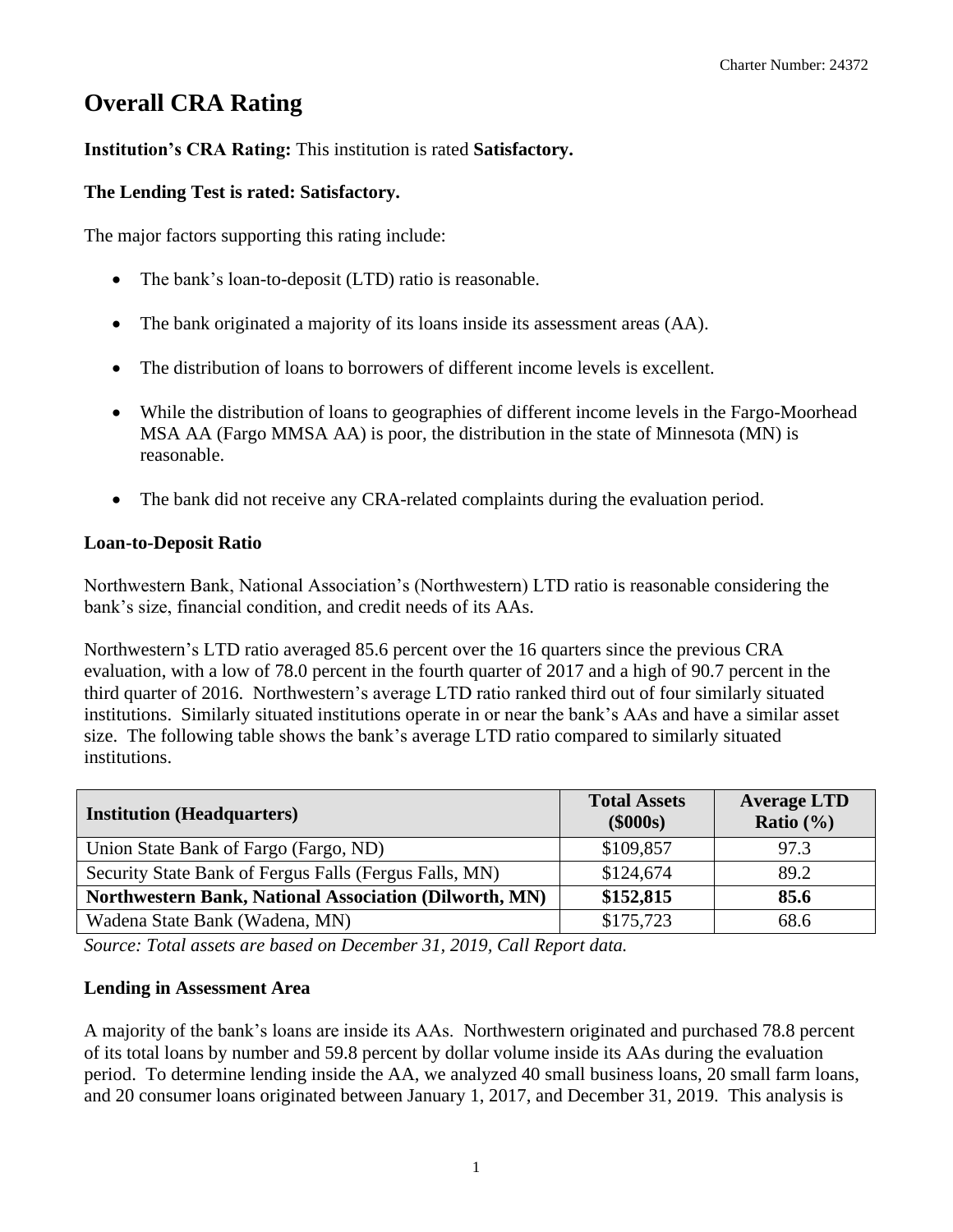# Overall CRA Rating

**Institution's CRA Rating:** This institution is rated **Satisfactory.**

**The Lending Test is rated: Satisfactory.**

The major factors supporting this rating include:

- The bank's loan-to-deposit (LTD) ratio is reasonable.
- The bank originated a majority of its loans inside its assessment areas (AA).
- The distribution of loans to borrowers of different income levels is excellent.
- While the distribution of loans to geographies of different income levels in the Fargo-Moorhead MSA AA (Fargo MMSA AA) is poor, the distribution in the state of Minnesota (MN) is reasonable.
- The bank did not receive any CRA-related complaints during the evaluation period.

**Loan-to-Deposit Ratio**

Northwestern Bank, National Association's (Northwestern) LTD ratio is reasonable considering the bank's size, financial condition, and credit needs of its AAs.

Northwestern's LTD ratio averaged 85.6 percent over the 16 quarters since the previous CRA evaluation, with a low of 78.0 percent in the fourth quarter of 2017 and a high of 90.7 percent in the third quarter of 2016. Northwestern's average LTD ratio ranked third out of four similarly situated institutions. Similarly situated institutions operate in or near the bank's AAs and have a similar asset size. The following table shows the bank's average LTD ratio compared to similarly situated institutions.

| Institution (Headquarters) | Total Assets ($000s) | Average LTD Ratio (%) |
|---|---|---|
| Union State Bank of Fargo (Fargo, ND) | $109,857 | 97.3 |
| Security State Bank of Fergus Falls (Fergus Falls, MN) | $124,674 | 89.2 |
| **Northwestern Bank, National Association (Dilworth, MN)** | **$152,815** | **85.6** |
| Wadena State Bank (Wadena, MN) | $175,723 | 68.6 |

*Source: Total assets are based on December 31, 2019, Call Report data.*

**Lending in Assessment Area**

A majority of the bank's loans are inside its AAs. Northwestern originated and purchased 78.8 percent of its total loans by number and 59.8 percent by dollar volume inside its AAs during the evaluation period. To determine lending inside the AA, we analyzed 40 small business loans, 20 small farm loans, and 20 consumer loans originated between January 1, 2017, and December 31, 2019. This analysis is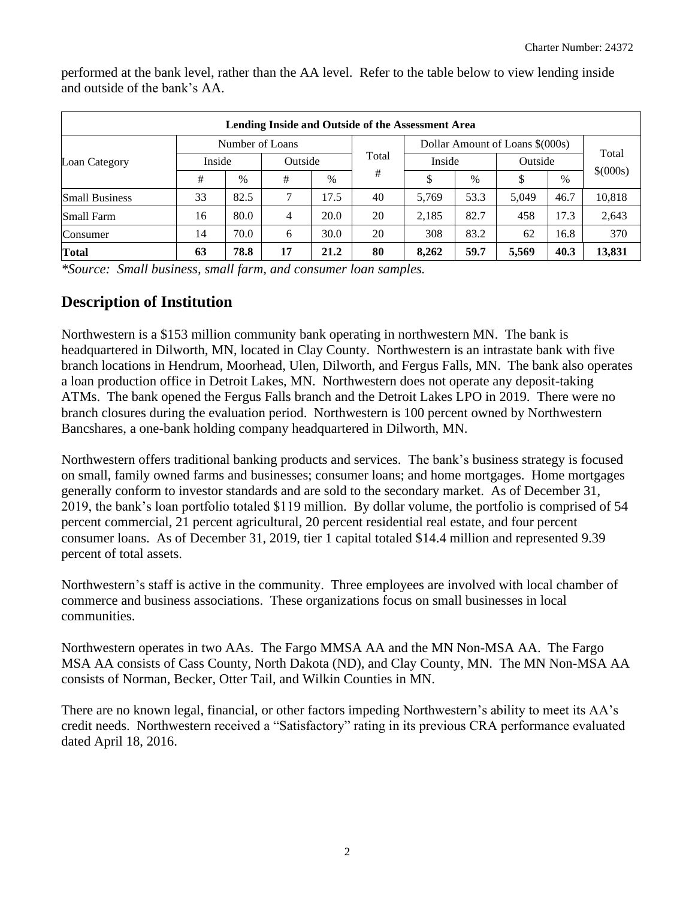performed at the bank level, rather than the AA level. Refer to the table below to view lending inside and outside of the bank's AA.

| Lending Inside and Outside of the Assessment Area | | | | | | | | | | |
|---|---|---|---|---|---|---|---|---|---|---|
| Loan Category | Number of Loans | | | | Total # | Dollar Amount of Loans $(000s) | | | | Total $(000s) |
| | Inside | | Outside | | | Inside | | Outside | | |
| | # | % | # | % | | $ | % | $ | % | |
| Small Business | 33 | 82.5 | 7 | 17.5 | 40 | 5,769 | 53.3 | 5,049 | 46.7 | 10,818 |
| Small Farm | 16 | 80.0 | 4 | 20.0 | 20 | 2,185 | 82.7 | 458 | 17.3 | 2,643 |
| Consumer | 14 | 70.0 | 6 | 30.0 | 20 | 308 | 83.2 | 62 | 16.8 | 370 |
| **Total** | **63** | **78.8** | **17** | **21.2** | **80** | **8,262** | **59.7** | **5,569** | **40.3** | **13,831** |

*\*Source: Small business, small farm, and consumer loan samples.*

## Description of Institution

Northwestern is a $153 million community bank operating in northwestern MN. The bank is headquartered in Dilworth, MN, located in Clay County. Northwestern is an intrastate bank with five branch locations in Hendrum, Moorhead, Ulen, Dilworth, and Fergus Falls, MN. The bank also operates a loan production office in Detroit Lakes, MN. Northwestern does not operate any deposit-taking ATMs. The bank opened the Fergus Falls branch and the Detroit Lakes LPO in 2019. There were no branch closures during the evaluation period. Northwestern is 100 percent owned by Northwestern Bancshares, a one-bank holding company headquartered in Dilworth, MN.

Northwestern offers traditional banking products and services. The bank's business strategy is focused on small, family owned farms and businesses; consumer loans; and home mortgages. Home mortgages generally conform to investor standards and are sold to the secondary market. As of December 31, 2019, the bank's loan portfolio totaled $119 million. By dollar volume, the portfolio is comprised of 54 percent commercial, 21 percent agricultural, 20 percent residential real estate, and four percent consumer loans. As of December 31, 2019, tier 1 capital totaled $14.4 million and represented 9.39 percent of total assets.

Northwestern's staff is active in the community. Three employees are involved with local chamber of commerce and business associations. These organizations focus on small businesses in local communities.

Northwestern operates in two AAs. The Fargo MMSA AA and the MN Non-MSA AA. The Fargo MSA AA consists of Cass County, North Dakota (ND), and Clay County, MN. The MN Non-MSA AA consists of Norman, Becker, Otter Tail, and Wilkin Counties in MN.

There are no known legal, financial, or other factors impeding Northwestern's ability to meet its AA's credit needs. Northwestern received a "Satisfactory" rating in its previous CRA performance evaluated dated April 18, 2016.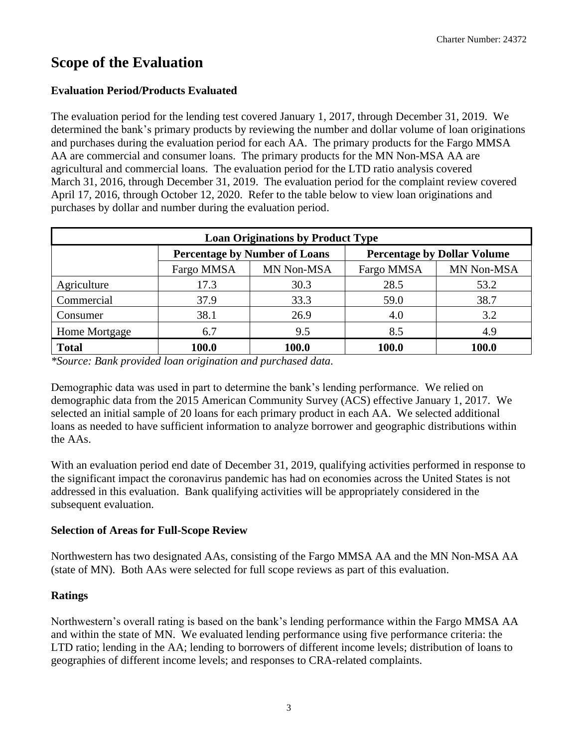# Scope of the Evaluation

### Evaluation Period/Products Evaluated

The evaluation period for the lending test covered January 1, 2017, through December 31, 2019. We determined the bank's primary products by reviewing the number and dollar volume of loan originations and purchases during the evaluation period for each AA. The primary products for the Fargo MMSA AA are commercial and consumer loans. The primary products for the MN Non-MSA AA are agricultural and commercial loans. The evaluation period for the LTD ratio analysis covered March 31, 2016, through December 31, 2019. The evaluation period for the complaint review covered April 17, 2016, through October 12, 2020. Refer to the table below to view loan originations and purchases by dollar and number during the evaluation period.

| Loan Originations by Product Type | | | | |
|---|---|---|---|---|
| | Percentage by Number of Loans | | Percentage by Dollar Volume | |
| | Fargo MMSA | MN Non-MSA | Fargo MMSA | MN Non-MSA |
| Agriculture | 17.3 | 30.3 | 28.5 | 53.2 |
| Commercial | 37.9 | 33.3 | 59.0 | 38.7 |
| Consumer | 38.1 | 26.9 | 4.0 | 3.2 |
| Home Mortgage | 6.7 | 9.5 | 8.5 | 4.9 |
| **Total** | **100.0** | **100.0** | **100.0** | **100.0** |

*\*Source: Bank provided loan origination and purchased data.*

Demographic data was used in part to determine the bank's lending performance. We relied on demographic data from the 2015 American Community Survey (ACS) effective January 1, 2017. We selected an initial sample of 20 loans for each primary product in each AA. We selected additional loans as needed to have sufficient information to analyze borrower and geographic distributions within the AAs.

With an evaluation period end date of December 31, 2019, qualifying activities performed in response to the significant impact the coronavirus pandemic has had on economies across the United States is not addressed in this evaluation. Bank qualifying activities will be appropriately considered in the subsequent evaluation.

### Selection of Areas for Full-Scope Review

Northwestern has two designated AAs, consisting of the Fargo MMSA AA and the MN Non-MSA AA (state of MN). Both AAs were selected for full scope reviews as part of this evaluation.

### Ratings

Northwestern's overall rating is based on the bank's lending performance within the Fargo MMSA AA and within the state of MN. We evaluated lending performance using five performance criteria: the LTD ratio; lending in the AA; lending to borrowers of different income levels; distribution of loans to geographies of different income levels; and responses to CRA-related complaints.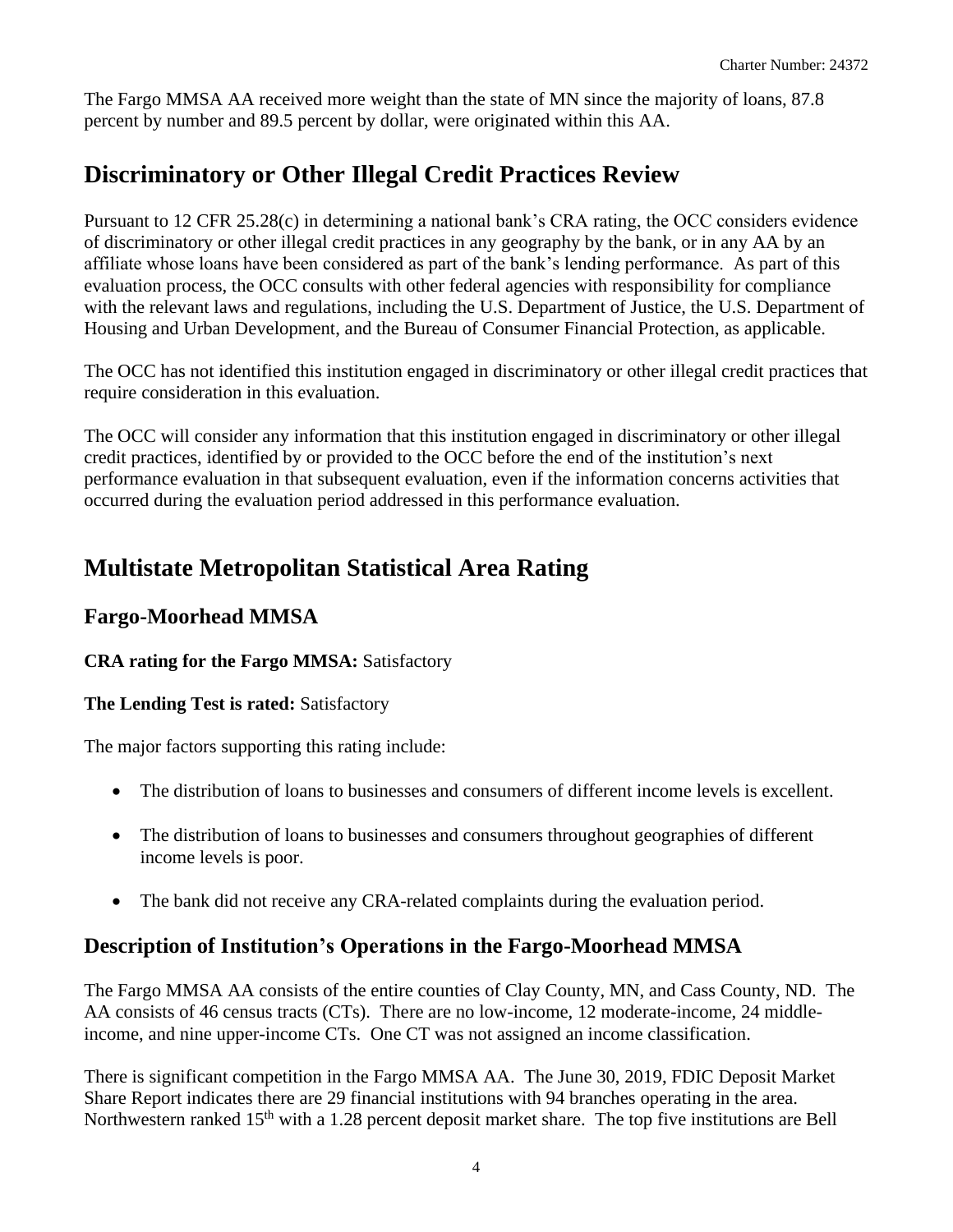The Fargo MMSA AA received more weight than the state of MN since the majority of loans, 87.8 percent by number and 89.5 percent by dollar, were originated within this AA.

# Discriminatory or Other Illegal Credit Practices Review

Pursuant to 12 CFR 25.28(c) in determining a national bank's CRA rating, the OCC considers evidence of discriminatory or other illegal credit practices in any geography by the bank, or in any AA by an affiliate whose loans have been considered as part of the bank's lending performance. As part of this evaluation process, the OCC consults with other federal agencies with responsibility for compliance with the relevant laws and regulations, including the U.S. Department of Justice, the U.S. Department of Housing and Urban Development, and the Bureau of Consumer Financial Protection, as applicable.

The OCC has not identified this institution engaged in discriminatory or other illegal credit practices that require consideration in this evaluation.

The OCC will consider any information that this institution engaged in discriminatory or other illegal credit practices, identified by or provided to the OCC before the end of the institution's next performance evaluation in that subsequent evaluation, even if the information concerns activities that occurred during the evaluation period addressed in this performance evaluation.

# Multistate Metropolitan Statistical Area Rating

## Fargo-Moorhead MMSA

**CRA rating for the Fargo MMSA:** Satisfactory

**The Lending Test is rated:** Satisfactory

The major factors supporting this rating include:

- The distribution of loans to businesses and consumers of different income levels is excellent.
- The distribution of loans to businesses and consumers throughout geographies of different income levels is poor.
- The bank did not receive any CRA-related complaints during the evaluation period.

## Description of Institution's Operations in the Fargo-Moorhead MMSA

The Fargo MMSA AA consists of the entire counties of Clay County, MN, and Cass County, ND. The AA consists of 46 census tracts (CTs). There are no low-income, 12 moderate-income, 24 middle-income, and nine upper-income CTs. One CT was not assigned an income classification.

There is significant competition in the Fargo MMSA AA. The June 30, 2019, FDIC Deposit Market Share Report indicates there are 29 financial institutions with 94 branches operating in the area. Northwestern ranked 15th with a 1.28 percent deposit market share. The top five institutions are Bell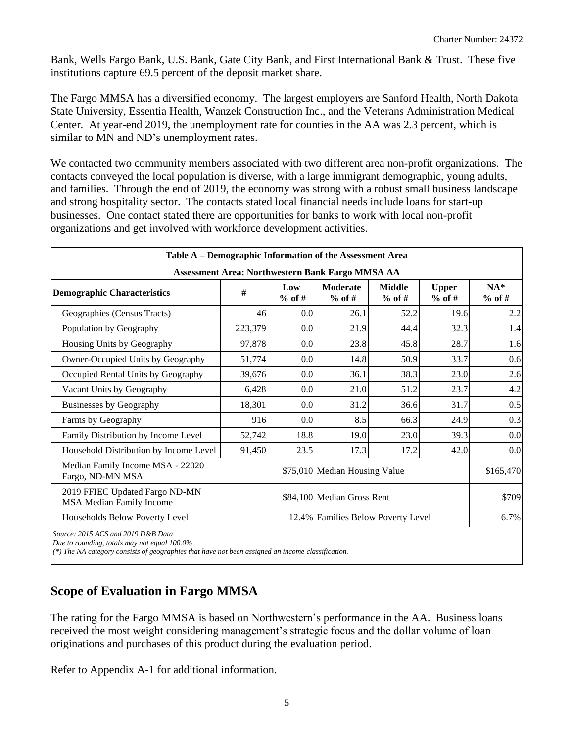Bank, Wells Fargo Bank, U.S. Bank, Gate City Bank, and First International Bank & Trust. These five institutions capture 69.5 percent of the deposit market share.

The Fargo MMSA has a diversified economy. The largest employers are Sanford Health, North Dakota State University, Essentia Health, Wanzek Construction Inc., and the Veterans Administration Medical Center. At year-end 2019, the unemployment rate for counties in the AA was 2.3 percent, which is similar to MN and ND's unemployment rates.

We contacted two community members associated with two different area non-profit organizations. The contacts conveyed the local population is diverse, with a large immigrant demographic, young adults, and families. Through the end of 2019, the economy was strong with a robust small business landscape and strong hospitality sector. The contacts stated local financial needs include loans for start-up businesses. One contact stated there are opportunities for banks to work with local non-profit organizations and get involved with workforce development activities.

| Table A – Demographic Information of the Assessment Area | | | | | | |
|---|---|---|---|---|---|---|
| Assessment Area: Northwestern Bank Fargo MMSA AA | | | | | | |
| **Demographic Characteristics** | **#** | **Low % of #** | **Moderate % of #** | **Middle % of #** | **Upper % of #** | **NA* % of #** |
| Geographies (Census Tracts) | 46 | 0.0 | 26.1 | 52.2 | 19.6 | 2.2 |
| Population by Geography | 223,379 | 0.0 | 21.9 | 44.4 | 32.3 | 1.4 |
| Housing Units by Geography | 97,878 | 0.0 | 23.8 | 45.8 | 28.7 | 1.6 |
| Owner-Occupied Units by Geography | 51,774 | 0.0 | 14.8 | 50.9 | 33.7 | 0.6 |
| Occupied Rental Units by Geography | 39,676 | 0.0 | 36.1 | 38.3 | 23.0 | 2.6 |
| Vacant Units by Geography | 6,428 | 0.0 | 21.0 | 51.2 | 23.7 | 4.2 |
| Businesses by Geography | 18,301 | 0.0 | 31.2 | 36.6 | 31.7 | 0.5 |
| Farms by Geography | 916 | 0.0 | 8.5 | 66.3 | 24.9 | 0.3 |
| Family Distribution by Income Level | 52,742 | 18.8 | 19.0 | 23.0 | 39.3 | 0.0 |
| Household Distribution by Income Level | 91,450 | 23.5 | 17.3 | 17.2 | 42.0 | 0.0 |
| Median Family Income MSA - 22020 Fargo, ND-MN MSA | | $75,010 | Median Housing Value | | | $165,470 |
| 2019 FFIEC Updated Fargo ND-MN MSA Median Family Income | | $84,100 | Median Gross Rent | | | $709 |
| Households Below Poverty Level | | 12.4% | Families Below Poverty Level | | | 6.7% |

*Source: 2015 ACS and 2019 D&B Data*
*Due to rounding, totals may not equal 100.0%*
*(\*) The NA category consists of geographies that have not been assigned an income classification.*

## Scope of Evaluation in Fargo MMSA

The rating for the Fargo MMSA is based on Northwestern's performance in the AA. Business loans received the most weight considering management's strategic focus and the dollar volume of loan originations and purchases of this product during the evaluation period.

Refer to Appendix A-1 for additional information.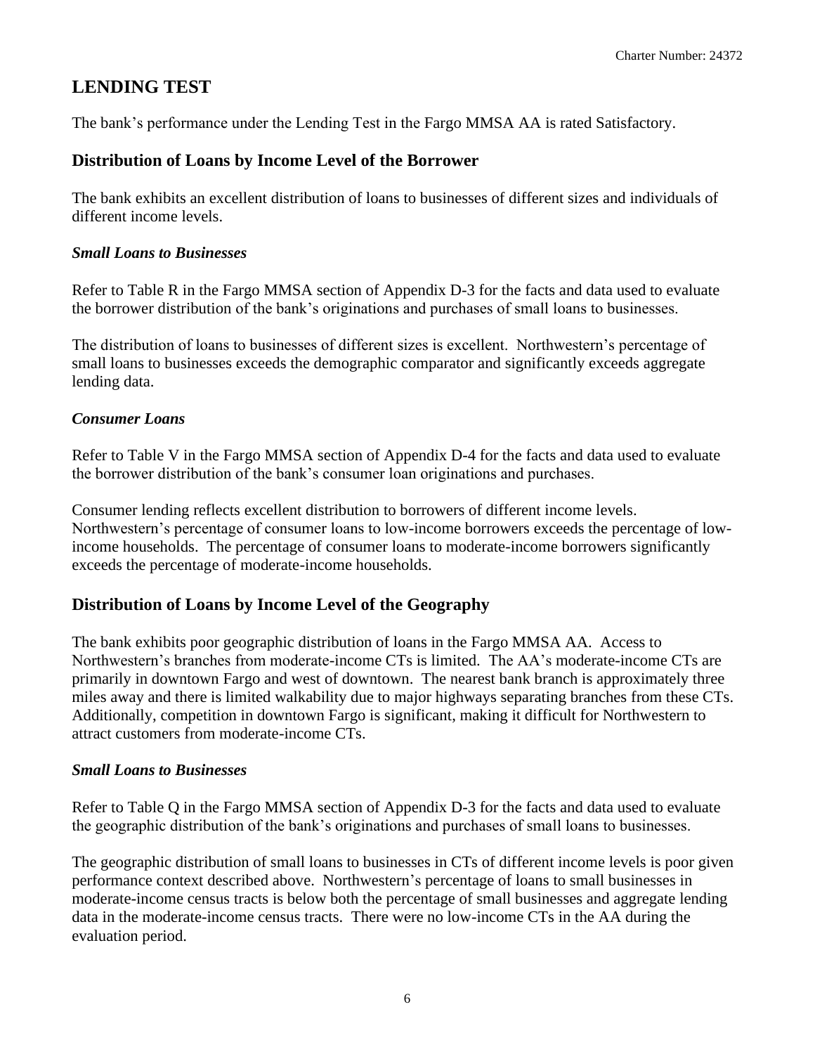## LENDING TEST

The bank's performance under the Lending Test in the Fargo MMSA AA is rated Satisfactory.

### Distribution of Loans by Income Level of the Borrower

The bank exhibits an excellent distribution of loans to businesses of different sizes and individuals of different income levels.

***Small Loans to Businesses***

Refer to Table R in the Fargo MMSA section of Appendix D-3 for the facts and data used to evaluate the borrower distribution of the bank's originations and purchases of small loans to businesses.

The distribution of loans to businesses of different sizes is excellent. Northwestern's percentage of small loans to businesses exceeds the demographic comparator and significantly exceeds aggregate lending data.

***Consumer Loans***

Refer to Table V in the Fargo MMSA section of Appendix D-4 for the facts and data used to evaluate the borrower distribution of the bank's consumer loan originations and purchases.

Consumer lending reflects excellent distribution to borrowers of different income levels. Northwestern's percentage of consumer loans to low-income borrowers exceeds the percentage of low-income households. The percentage of consumer loans to moderate-income borrowers significantly exceeds the percentage of moderate-income households.

### Distribution of Loans by Income Level of the Geography

The bank exhibits poor geographic distribution of loans in the Fargo MMSA AA. Access to Northwestern's branches from moderate-income CTs is limited. The AA's moderate-income CTs are primarily in downtown Fargo and west of downtown. The nearest bank branch is approximately three miles away and there is limited walkability due to major highways separating branches from these CTs. Additionally, competition in downtown Fargo is significant, making it difficult for Northwestern to attract customers from moderate-income CTs.

***Small Loans to Businesses***

Refer to Table Q in the Fargo MMSA section of Appendix D-3 for the facts and data used to evaluate the geographic distribution of the bank's originations and purchases of small loans to businesses.

The geographic distribution of small loans to businesses in CTs of different income levels is poor given performance context described above. Northwestern's percentage of loans to small businesses in moderate-income census tracts is below both the percentage of small businesses and aggregate lending data in the moderate-income census tracts. There were no low-income CTs in the AA during the evaluation period.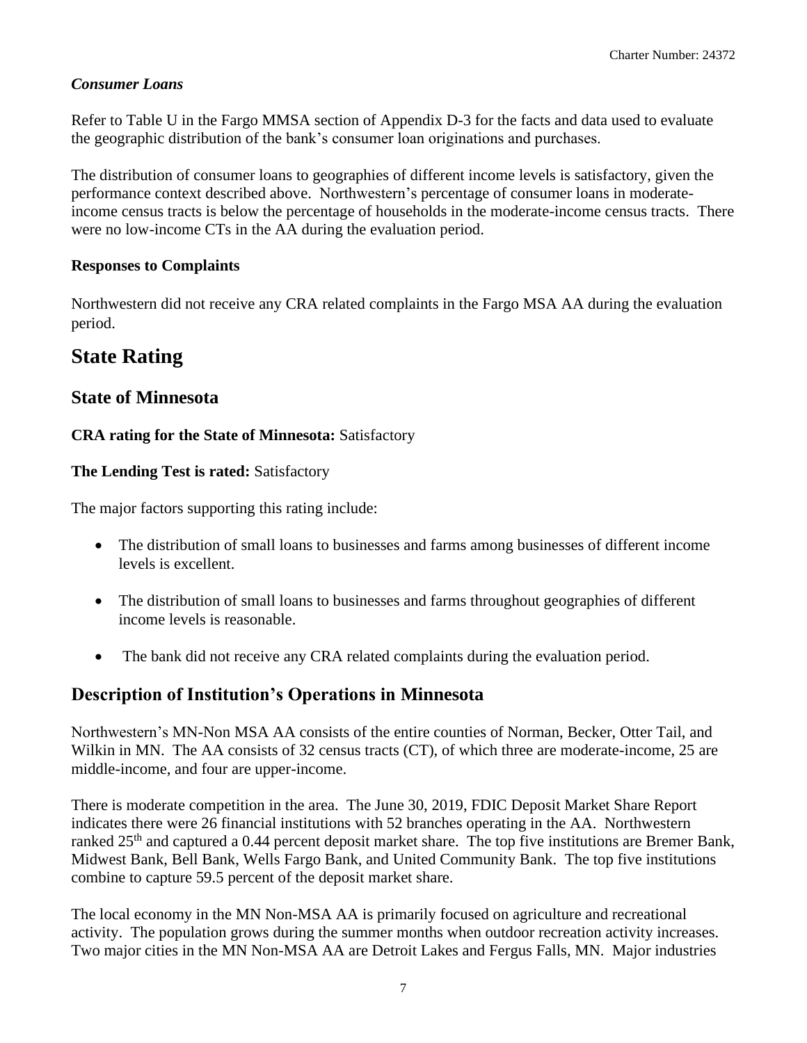### *Consumer Loans*

Refer to Table U in the Fargo MMSA section of Appendix D-3 for the facts and data used to evaluate the geographic distribution of the bank's consumer loan originations and purchases.

The distribution of consumer loans to geographies of different income levels is satisfactory, given the performance context described above. Northwestern's percentage of consumer loans in moderate-income census tracts is below the percentage of households in the moderate-income census tracts. There were no low-income CTs in the AA during the evaluation period.

**Responses to Complaints**

Northwestern did not receive any CRA related complaints in the Fargo MSA AA during the evaluation period.

# State Rating

## State of Minnesota

**CRA rating for the State of Minnesota:** Satisfactory

**The Lending Test is rated:** Satisfactory

The major factors supporting this rating include:

- The distribution of small loans to businesses and farms among businesses of different income levels is excellent.
- The distribution of small loans to businesses and farms throughout geographies of different income levels is reasonable.
- The bank did not receive any CRA related complaints during the evaluation period.

## Description of Institution's Operations in Minnesota

Northwestern's MN-Non MSA AA consists of the entire counties of Norman, Becker, Otter Tail, and Wilkin in MN. The AA consists of 32 census tracts (CT), of which three are moderate-income, 25 are middle-income, and four are upper-income.

There is moderate competition in the area. The June 30, 2019, FDIC Deposit Market Share Report indicates there were 26 financial institutions with 52 branches operating in the AA. Northwestern ranked 25th and captured a 0.44 percent deposit market share. The top five institutions are Bremer Bank, Midwest Bank, Bell Bank, Wells Fargo Bank, and United Community Bank. The top five institutions combine to capture 59.5 percent of the deposit market share.

The local economy in the MN Non-MSA AA is primarily focused on agriculture and recreational activity. The population grows during the summer months when outdoor recreation activity increases. Two major cities in the MN Non-MSA AA are Detroit Lakes and Fergus Falls, MN. Major industries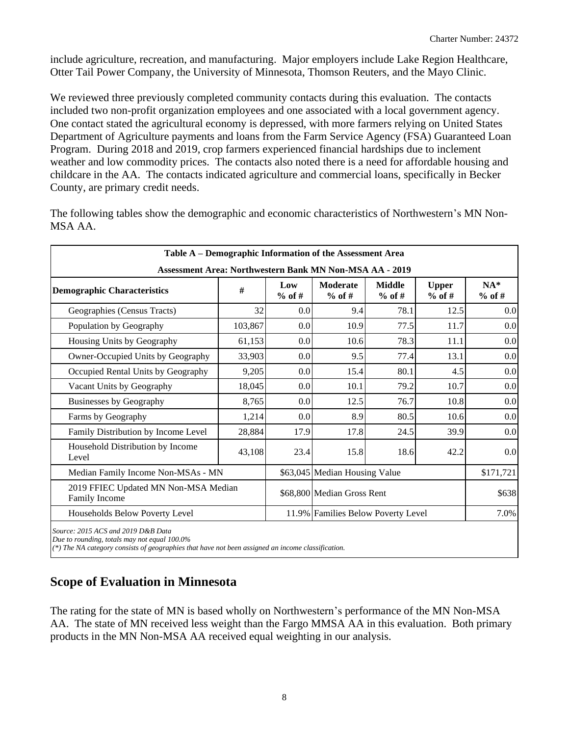include agriculture, recreation, and manufacturing. Major employers include Lake Region Healthcare, Otter Tail Power Company, the University of Minnesota, Thomson Reuters, and the Mayo Clinic.

We reviewed three previously completed community contacts during this evaluation. The contacts included two non-profit organization employees and one associated with a local government agency. One contact stated the agricultural economy is depressed, with more farmers relying on United States Department of Agriculture payments and loans from the Farm Service Agency (FSA) Guaranteed Loan Program. During 2018 and 2019, crop farmers experienced financial hardships due to inclement weather and low commodity prices. The contacts also noted there is a need for affordable housing and childcare in the AA. The contacts indicated agriculture and commercial loans, specifically in Becker County, are primary credit needs.

The following tables show the demographic and economic characteristics of Northwestern's MN Non-MSA AA.

**Table A – Demographic Information of the Assessment Area**

**Assessment Area: Northwestern Bank MN Non-MSA AA - 2019**

| Demographic Characteristics | # | Low % of # | Moderate % of # | Middle % of # | Upper % of # | NA* % of # |
|---|---|---|---|---|---|---|
| Geographies (Census Tracts) | 32 | 0.0 | 9.4 | 78.1 | 12.5 | 0.0 |
| Population by Geography | 103,867 | 0.0 | 10.9 | 77.5 | 11.7 | 0.0 |
| Housing Units by Geography | 61,153 | 0.0 | 10.6 | 78.3 | 11.1 | 0.0 |
| Owner-Occupied Units by Geography | 33,903 | 0.0 | 9.5 | 77.4 | 13.1 | 0.0 |
| Occupied Rental Units by Geography | 9,205 | 0.0 | 15.4 | 80.1 | 4.5 | 0.0 |
| Vacant Units by Geography | 18,045 | 0.0 | 10.1 | 79.2 | 10.7 | 0.0 |
| Businesses by Geography | 8,765 | 0.0 | 12.5 | 76.7 | 10.8 | 0.0 |
| Farms by Geography | 1,214 | 0.0 | 8.9 | 80.5 | 10.6 | 0.0 |
| Family Distribution by Income Level | 28,884 | 17.9 | 17.8 | 24.5 | 39.9 | 0.0 |
| Household Distribution by Income Level | 43,108 | 23.4 | 15.8 | 18.6 | 42.2 | 0.0 |
| Median Family Income Non-MSAs - MN | | $63,045 | Median Housing Value | | | $171,721 |
| 2019 FFIEC Updated MN Non-MSA Median Family Income | | $68,800 | Median Gross Rent | | | $638 |
| Households Below Poverty Level | | 11.9% | Families Below Poverty Level | | | 7.0% |

*Source: 2015 ACS and 2019 D&B Data*
*Due to rounding, totals may not equal 100.0%*
*(\*) The NA category consists of geographies that have not been assigned an income classification.*

## Scope of Evaluation in Minnesota

The rating for the state of MN is based wholly on Northwestern's performance of the MN Non-MSA AA. The state of MN received less weight than the Fargo MMSA AA in this evaluation. Both primary products in the MN Non-MSA AA received equal weighting in our analysis.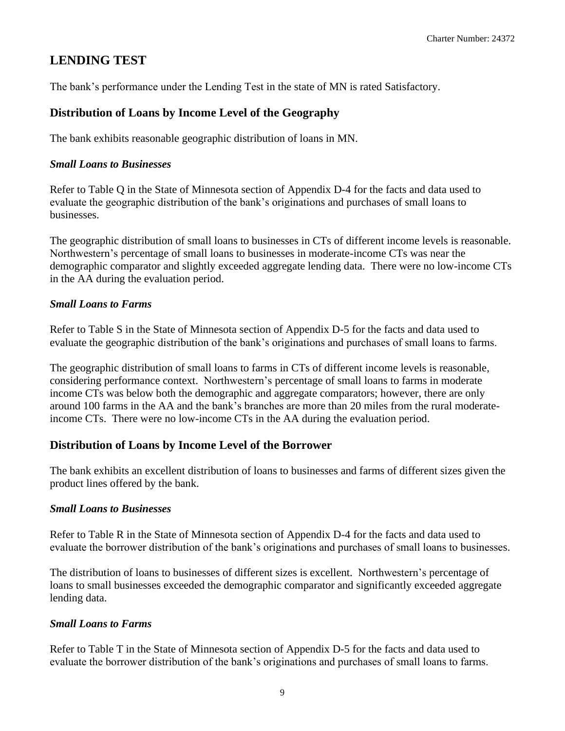## LENDING TEST

The bank's performance under the Lending Test in the state of MN is rated Satisfactory.

### Distribution of Loans by Income Level of the Geography

The bank exhibits reasonable geographic distribution of loans in MN.

#### *Small Loans to Businesses*

Refer to Table Q in the State of Minnesota section of Appendix D-4 for the facts and data used to evaluate the geographic distribution of the bank's originations and purchases of small loans to businesses.

The geographic distribution of small loans to businesses in CTs of different income levels is reasonable. Northwestern's percentage of small loans to businesses in moderate-income CTs was near the demographic comparator and slightly exceeded aggregate lending data. There were no low-income CTs in the AA during the evaluation period.

#### *Small Loans to Farms*

Refer to Table S in the State of Minnesota section of Appendix D-5 for the facts and data used to evaluate the geographic distribution of the bank's originations and purchases of small loans to farms.

The geographic distribution of small loans to farms in CTs of different income levels is reasonable, considering performance context. Northwestern's percentage of small loans to farms in moderate income CTs was below both the demographic and aggregate comparators; however, there are only around 100 farms in the AA and the bank's branches are more than 20 miles from the rural moderate-income CTs. There were no low-income CTs in the AA during the evaluation period.

### Distribution of Loans by Income Level of the Borrower

The bank exhibits an excellent distribution of loans to businesses and farms of different sizes given the product lines offered by the bank.

#### *Small Loans to Businesses*

Refer to Table R in the State of Minnesota section of Appendix D-4 for the facts and data used to evaluate the borrower distribution of the bank's originations and purchases of small loans to businesses.

The distribution of loans to businesses of different sizes is excellent. Northwestern's percentage of loans to small businesses exceeded the demographic comparator and significantly exceeded aggregate lending data.

#### *Small Loans to Farms*

Refer to Table T in the State of Minnesota section of Appendix D-5 for the facts and data used to evaluate the borrower distribution of the bank's originations and purchases of small loans to farms.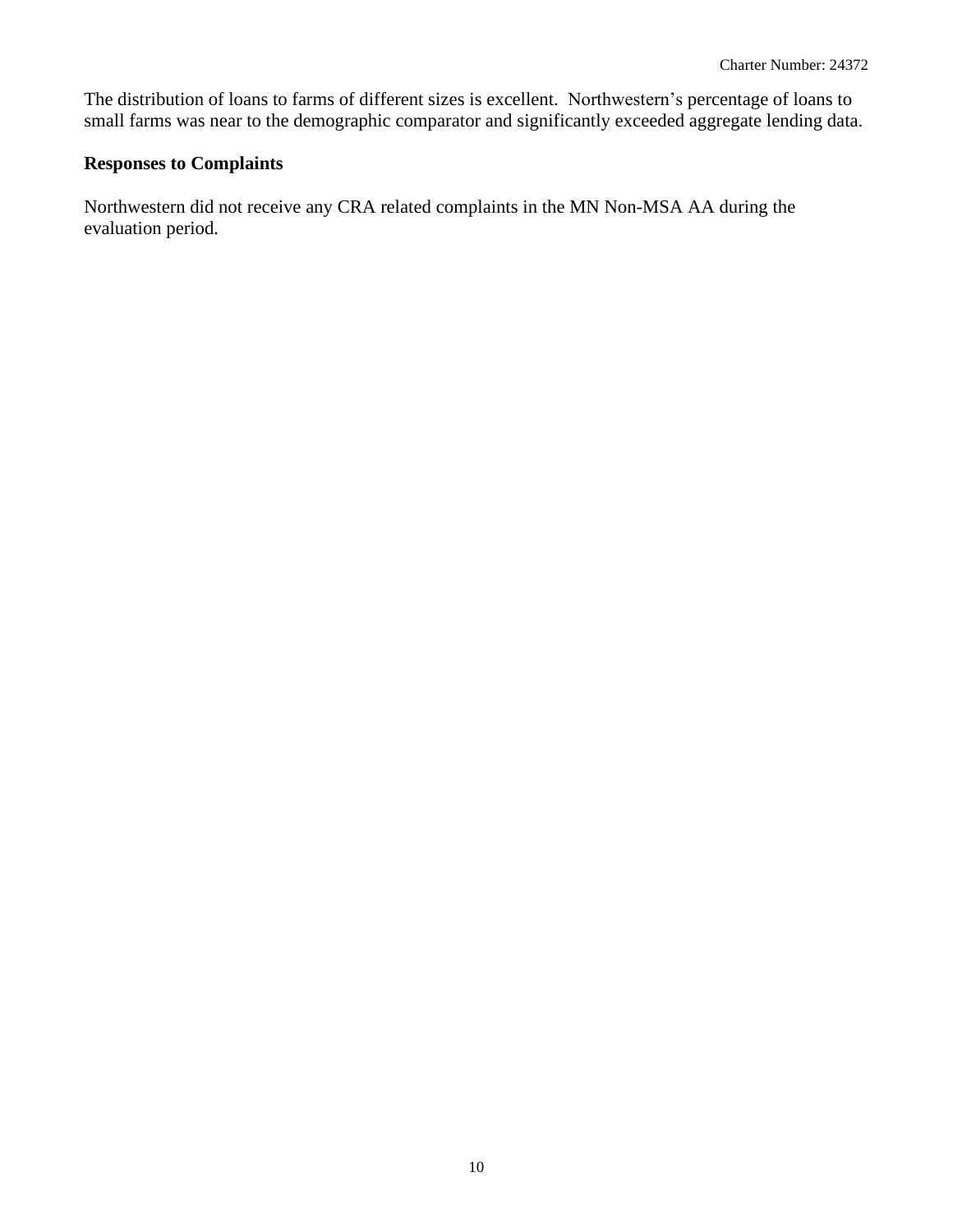The distribution of loans to farms of different sizes is excellent. Northwestern's percentage of loans to small farms was near to the demographic comparator and significantly exceeded aggregate lending data.

### Responses to Complaints

Northwestern did not receive any CRA related complaints in the MN Non-MSA AA during the evaluation period.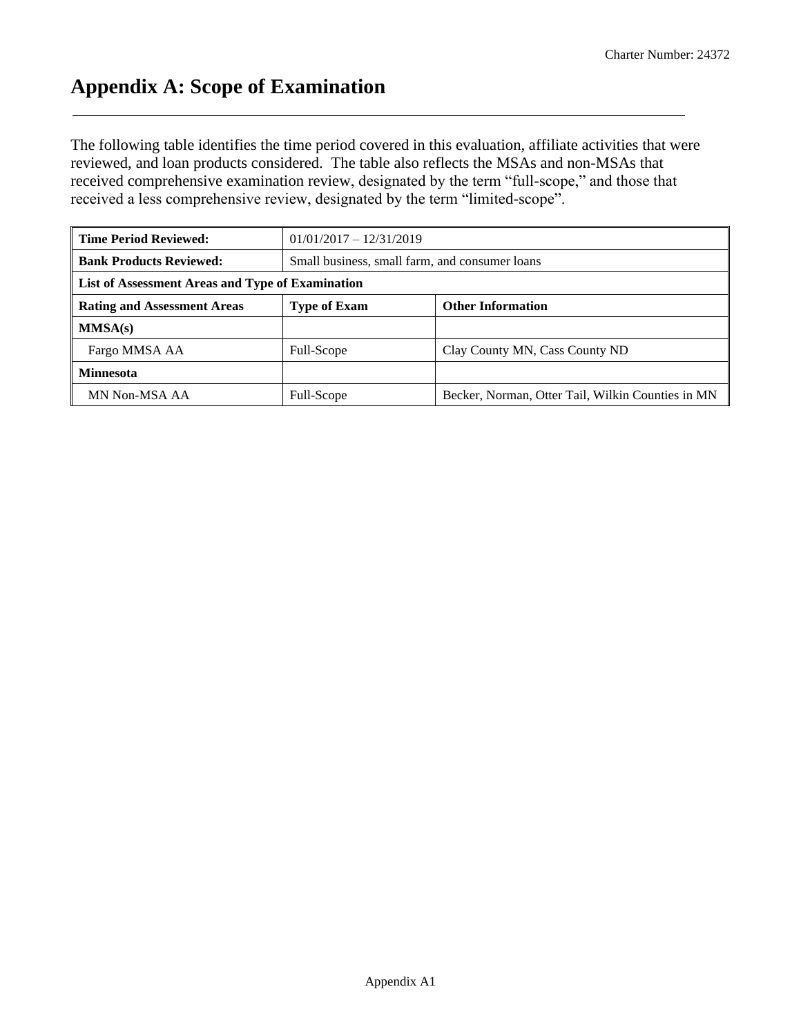# Appendix A: Scope of Examination

The following table identifies the time period covered in this evaluation, affiliate activities that were reviewed, and loan products considered. The table also reflects the MSAs and non-MSAs that received comprehensive examination review, designated by the term "full-scope," and those that received a less comprehensive review, designated by the term "limited-scope".

| **Time Period Reviewed:** | 01/01/2017 – 12/31/2019 | |
|---|---|---|
| **Bank Products Reviewed:** | Small business, small farm, and consumer loans | |
| **List of Assessment Areas and Type of Examination** | | |
| **Rating and Assessment Areas** | **Type of Exam** | **Other Information** |
| **MMSA(s)** | | |
| Fargo MMSA AA | Full-Scope | Clay County MN, Cass County ND |
| **Minnesota** | | |
| MN Non-MSA AA | Full-Scope | Becker, Norman, Otter Tail, Wilkin Counties in MN |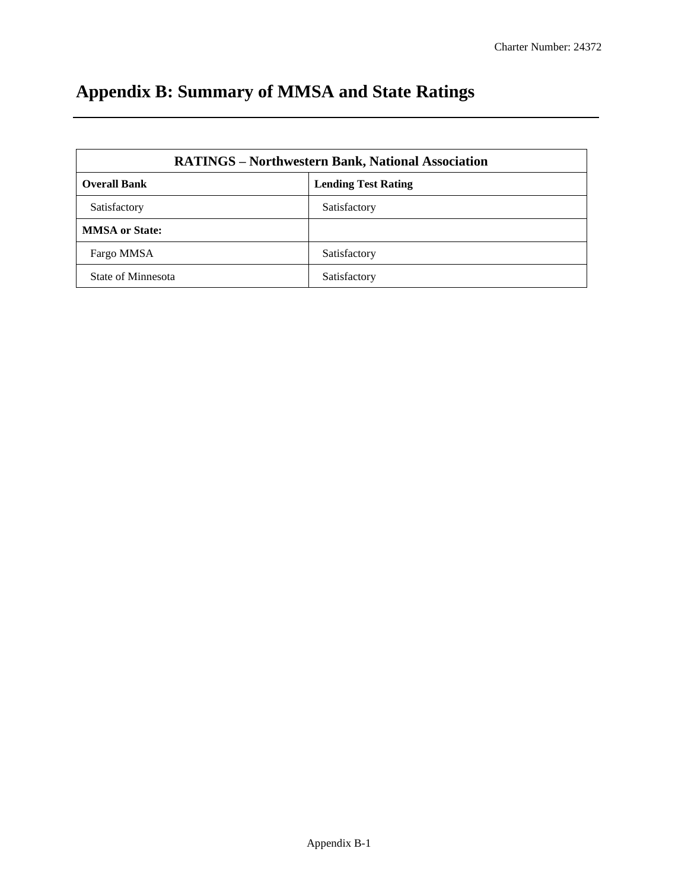# Appendix B: Summary of MMSA and State Ratings

| RATINGS – Northwestern Bank, National Association | |
|---|---|
| **Overall Bank** | **Lending Test Rating** |
| Satisfactory | Satisfactory |
| **MMSA or State:** | |
| Fargo MMSA | Satisfactory |
| State of Minnesota | Satisfactory |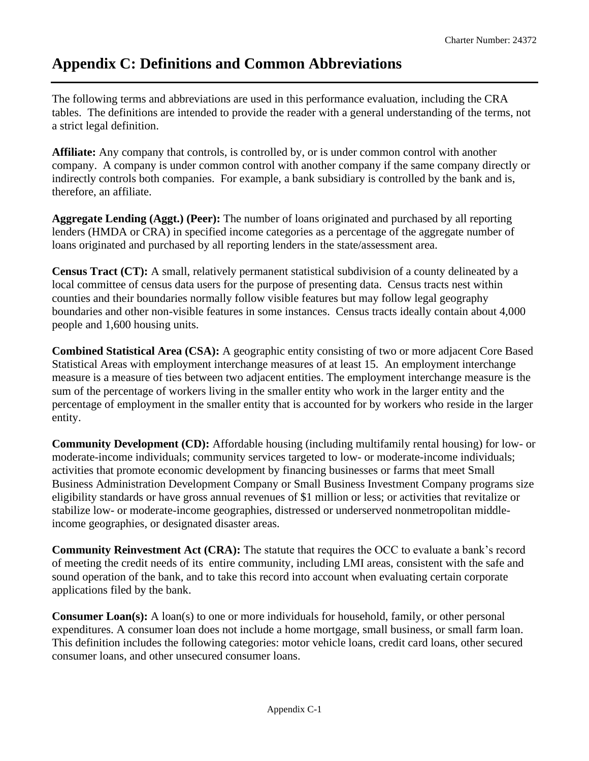# Appendix C: Definitions and Common Abbreviations

The following terms and abbreviations are used in this performance evaluation, including the CRA tables. The definitions are intended to provide the reader with a general understanding of the terms, not a strict legal definition.

**Affiliate:** Any company that controls, is controlled by, or is under common control with another company. A company is under common control with another company if the same company directly or indirectly controls both companies. For example, a bank subsidiary is controlled by the bank and is, therefore, an affiliate.

**Aggregate Lending (Aggt.) (Peer):** The number of loans originated and purchased by all reporting lenders (HMDA or CRA) in specified income categories as a percentage of the aggregate number of loans originated and purchased by all reporting lenders in the state/assessment area.

**Census Tract (CT):** A small, relatively permanent statistical subdivision of a county delineated by a local committee of census data users for the purpose of presenting data. Census tracts nest within counties and their boundaries normally follow visible features but may follow legal geography boundaries and other non-visible features in some instances. Census tracts ideally contain about 4,000 people and 1,600 housing units.

**Combined Statistical Area (CSA):** A geographic entity consisting of two or more adjacent Core Based Statistical Areas with employment interchange measures of at least 15. An employment interchange measure is a measure of ties between two adjacent entities. The employment interchange measure is the sum of the percentage of workers living in the smaller entity who work in the larger entity and the percentage of employment in the smaller entity that is accounted for by workers who reside in the larger entity.

**Community Development (CD):** Affordable housing (including multifamily rental housing) for low- or moderate-income individuals; community services targeted to low- or moderate-income individuals; activities that promote economic development by financing businesses or farms that meet Small Business Administration Development Company or Small Business Investment Company programs size eligibility standards or have gross annual revenues of $1 million or less; or activities that revitalize or stabilize low- or moderate-income geographies, distressed or underserved nonmetropolitan middle-income geographies, or designated disaster areas.

**Community Reinvestment Act (CRA):** The statute that requires the OCC to evaluate a bank's record of meeting the credit needs of its entire community, including LMI areas, consistent with the safe and sound operation of the bank, and to take this record into account when evaluating certain corporate applications filed by the bank.

**Consumer Loan(s):** A loan(s) to one or more individuals for household, family, or other personal expenditures. A consumer loan does not include a home mortgage, small business, or small farm loan. This definition includes the following categories: motor vehicle loans, credit card loans, other secured consumer loans, and other unsecured consumer loans.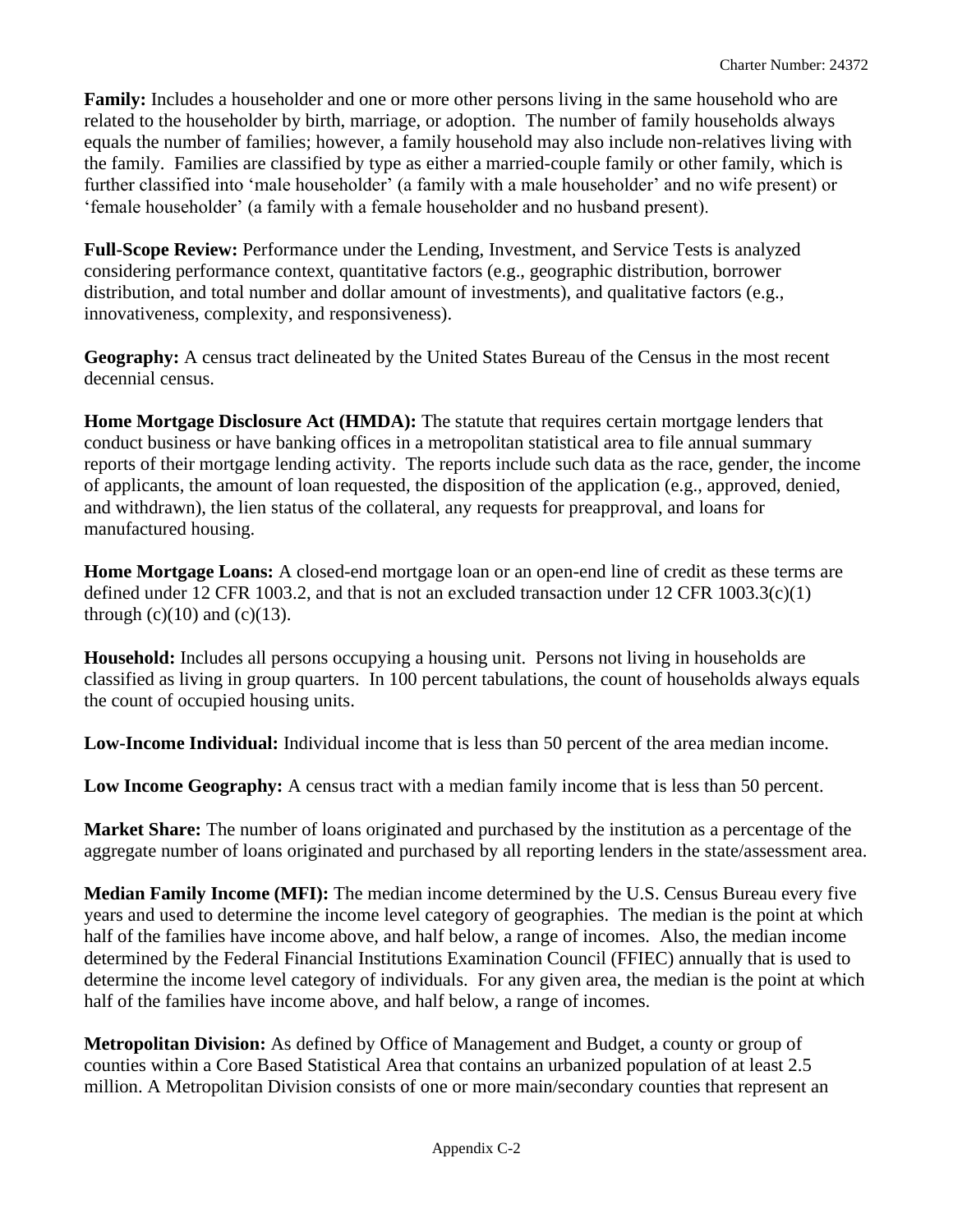**Family:** Includes a householder and one or more other persons living in the same household who are related to the householder by birth, marriage, or adoption. The number of family households always equals the number of families; however, a family household may also include non-relatives living with the family. Families are classified by type as either a married-couple family or other family, which is further classified into 'male householder' (a family with a male householder' and no wife present) or 'female householder' (a family with a female householder and no husband present).

**Full-Scope Review:** Performance under the Lending, Investment, and Service Tests is analyzed considering performance context, quantitative factors (e.g., geographic distribution, borrower distribution, and total number and dollar amount of investments), and qualitative factors (e.g., innovativeness, complexity, and responsiveness).

**Geography:** A census tract delineated by the United States Bureau of the Census in the most recent decennial census.

**Home Mortgage Disclosure Act (HMDA):** The statute that requires certain mortgage lenders that conduct business or have banking offices in a metropolitan statistical area to file annual summary reports of their mortgage lending activity. The reports include such data as the race, gender, the income of applicants, the amount of loan requested, the disposition of the application (e.g., approved, denied, and withdrawn), the lien status of the collateral, any requests for preapproval, and loans for manufactured housing.

**Home Mortgage Loans:** A closed-end mortgage loan or an open-end line of credit as these terms are defined under 12 CFR 1003.2, and that is not an excluded transaction under 12 CFR 1003.3(c)(1) through (c)(10) and (c)(13).

**Household:** Includes all persons occupying a housing unit. Persons not living in households are classified as living in group quarters. In 100 percent tabulations, the count of households always equals the count of occupied housing units.

**Low-Income Individual:** Individual income that is less than 50 percent of the area median income.

**Low Income Geography:** A census tract with a median family income that is less than 50 percent.

**Market Share:** The number of loans originated and purchased by the institution as a percentage of the aggregate number of loans originated and purchased by all reporting lenders in the state/assessment area.

**Median Family Income (MFI):** The median income determined by the U.S. Census Bureau every five years and used to determine the income level category of geographies. The median is the point at which half of the families have income above, and half below, a range of incomes. Also, the median income determined by the Federal Financial Institutions Examination Council (FFIEC) annually that is used to determine the income level category of individuals. For any given area, the median is the point at which half of the families have income above, and half below, a range of incomes.

**Metropolitan Division:** As defined by Office of Management and Budget, a county or group of counties within a Core Based Statistical Area that contains an urbanized population of at least 2.5 million. A Metropolitan Division consists of one or more main/secondary counties that represent an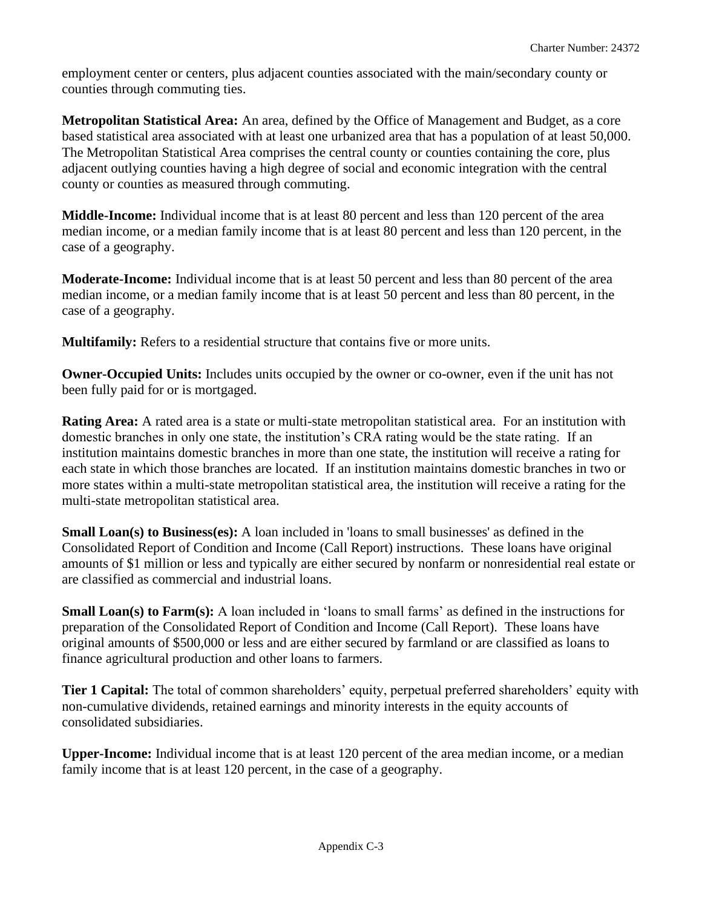employment center or centers, plus adjacent counties associated with the main/secondary county or counties through commuting ties.

**Metropolitan Statistical Area:** An area, defined by the Office of Management and Budget, as a core based statistical area associated with at least one urbanized area that has a population of at least 50,000. The Metropolitan Statistical Area comprises the central county or counties containing the core, plus adjacent outlying counties having a high degree of social and economic integration with the central county or counties as measured through commuting.

**Middle-Income:** Individual income that is at least 80 percent and less than 120 percent of the area median income, or a median family income that is at least 80 percent and less than 120 percent, in the case of a geography.

**Moderate-Income:** Individual income that is at least 50 percent and less than 80 percent of the area median income, or a median family income that is at least 50 percent and less than 80 percent, in the case of a geography.

**Multifamily:** Refers to a residential structure that contains five or more units.

**Owner-Occupied Units:** Includes units occupied by the owner or co-owner, even if the unit has not been fully paid for or is mortgaged.

**Rating Area:** A rated area is a state or multi-state metropolitan statistical area. For an institution with domestic branches in only one state, the institution's CRA rating would be the state rating. If an institution maintains domestic branches in more than one state, the institution will receive a rating for each state in which those branches are located. If an institution maintains domestic branches in two or more states within a multi-state metropolitan statistical area, the institution will receive a rating for the multi-state metropolitan statistical area.

**Small Loan(s) to Business(es):** A loan included in 'loans to small businesses' as defined in the Consolidated Report of Condition and Income (Call Report) instructions. These loans have original amounts of $1 million or less and typically are either secured by nonfarm or nonresidential real estate or are classified as commercial and industrial loans.

**Small Loan(s) to Farm(s):** A loan included in 'loans to small farms' as defined in the instructions for preparation of the Consolidated Report of Condition and Income (Call Report). These loans have original amounts of $500,000 or less and are either secured by farmland or are classified as loans to finance agricultural production and other loans to farmers.

**Tier 1 Capital:** The total of common shareholders' equity, perpetual preferred shareholders' equity with non-cumulative dividends, retained earnings and minority interests in the equity accounts of consolidated subsidiaries.

**Upper-Income:** Individual income that is at least 120 percent of the area median income, or a median family income that is at least 120 percent, in the case of a geography.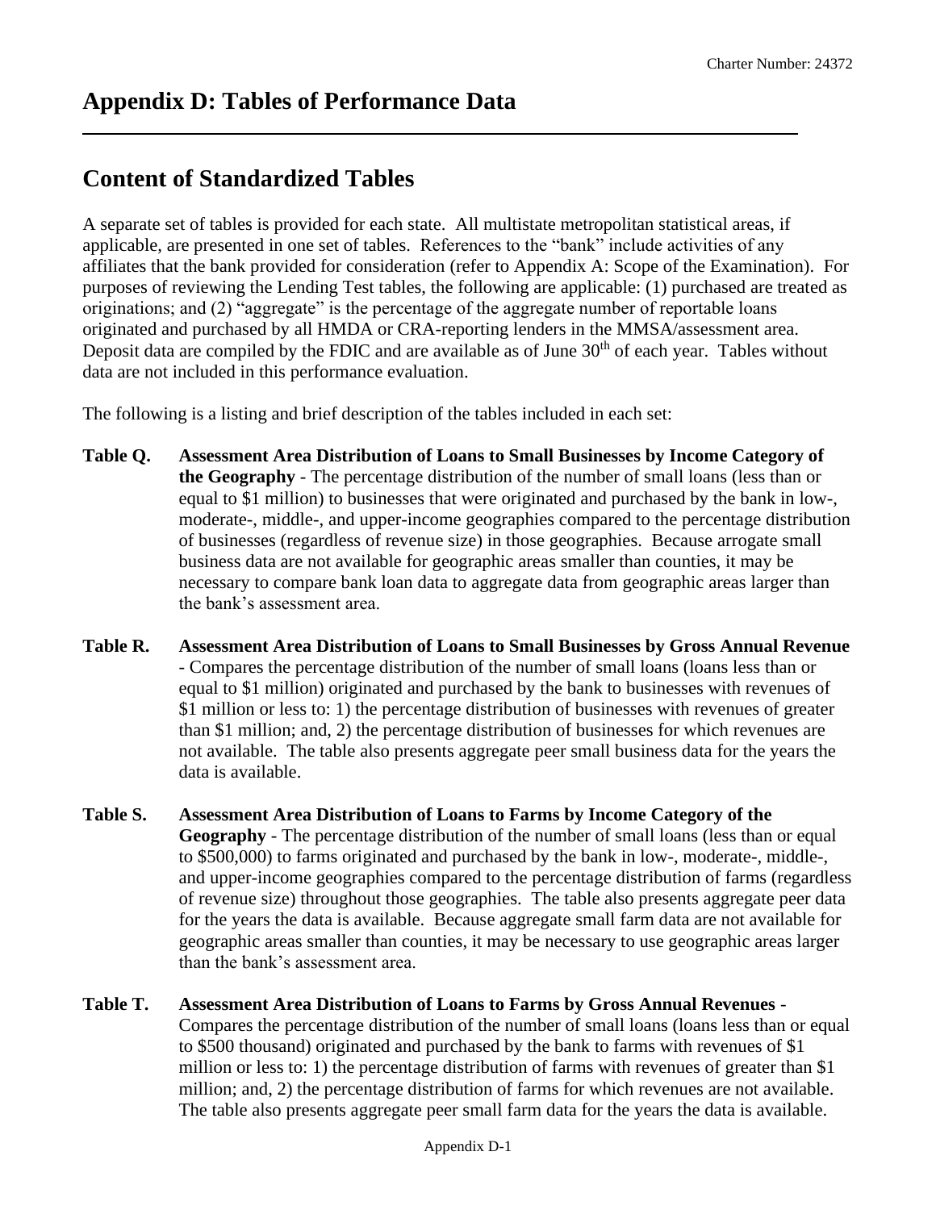# Appendix D: Tables of Performance Data

## Content of Standardized Tables

A separate set of tables is provided for each state. All multistate metropolitan statistical areas, if applicable, are presented in one set of tables. References to the "bank" include activities of any affiliates that the bank provided for consideration (refer to Appendix A: Scope of the Examination). For purposes of reviewing the Lending Test tables, the following are applicable: (1) purchased are treated as originations; and (2) "aggregate" is the percentage of the aggregate number of reportable loans originated and purchased by all HMDA or CRA-reporting lenders in the MMSA/assessment area. Deposit data are compiled by the FDIC and are available as of June 30th of each year. Tables without data are not included in this performance evaluation.

The following is a listing and brief description of the tables included in each set:

**Table Q. Assessment Area Distribution of Loans to Small Businesses by Income Category of the Geography** - The percentage distribution of the number of small loans (less than or equal to $1 million) to businesses that were originated and purchased by the bank in low-, moderate-, middle-, and upper-income geographies compared to the percentage distribution of businesses (regardless of revenue size) in those geographies. Because arrogate small business data are not available for geographic areas smaller than counties, it may be necessary to compare bank loan data to aggregate data from geographic areas larger than the bank's assessment area.

**Table R. Assessment Area Distribution of Loans to Small Businesses by Gross Annual Revenue** - Compares the percentage distribution of the number of small loans (loans less than or equal to $1 million) originated and purchased by the bank to businesses with revenues of $1 million or less to: 1) the percentage distribution of businesses with revenues of greater than $1 million; and, 2) the percentage distribution of businesses for which revenues are not available. The table also presents aggregate peer small business data for the years the data is available.

**Table S. Assessment Area Distribution of Loans to Farms by Income Category of the Geography** - The percentage distribution of the number of small loans (less than or equal to $500,000) to farms originated and purchased by the bank in low-, moderate-, middle-, and upper-income geographies compared to the percentage distribution of farms (regardless of revenue size) throughout those geographies. The table also presents aggregate peer data for the years the data is available. Because aggregate small farm data are not available for geographic areas smaller than counties, it may be necessary to use geographic areas larger than the bank's assessment area.

**Table T. Assessment Area Distribution of Loans to Farms by Gross Annual Revenues** - Compares the percentage distribution of the number of small loans (loans less than or equal to $500 thousand) originated and purchased by the bank to farms with revenues of $1 million or less to: 1) the percentage distribution of farms with revenues of greater than $1 million; and, 2) the percentage distribution of farms for which revenues are not available. The table also presents aggregate peer small farm data for the years the data is available.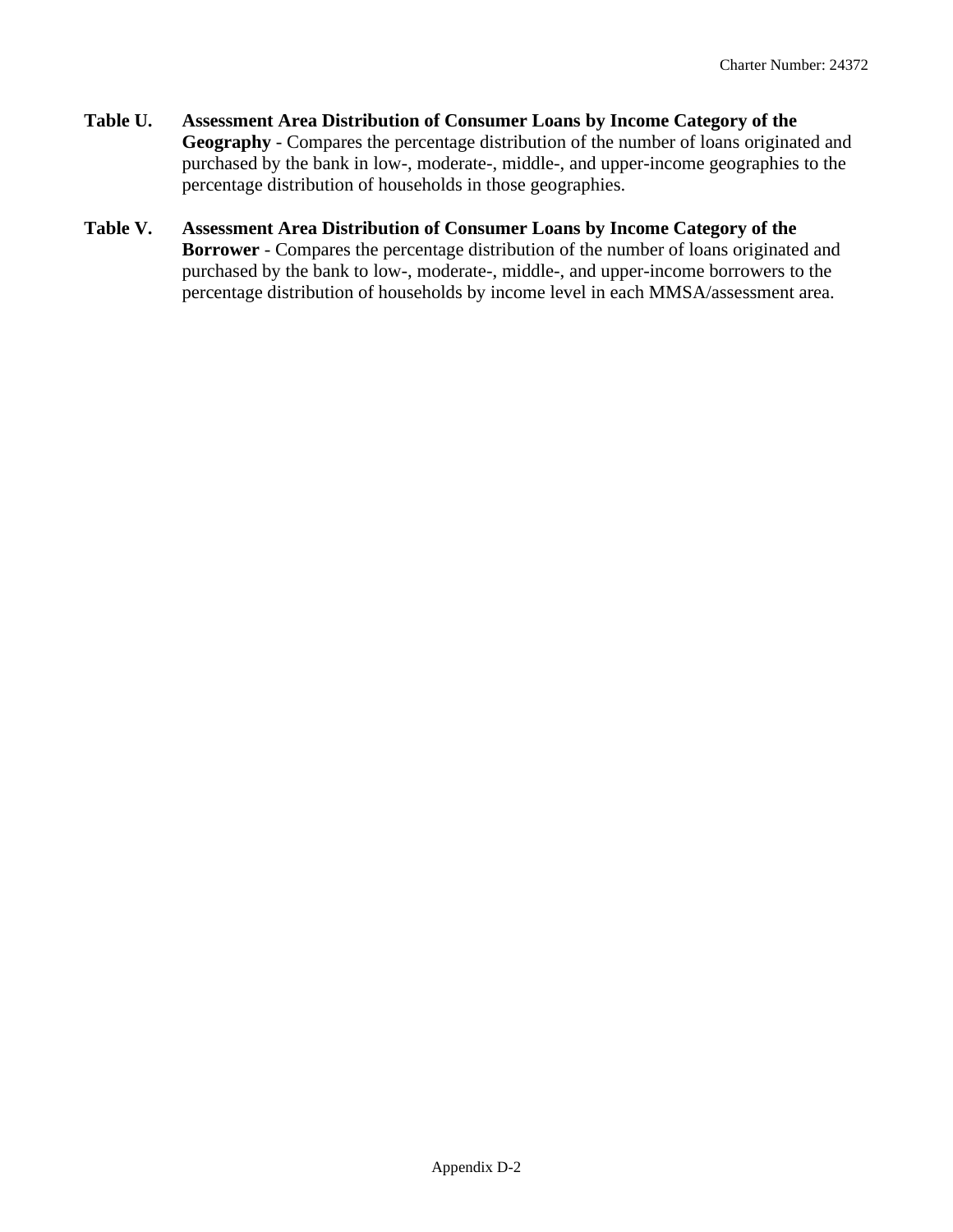**Table U. Assessment Area Distribution of Consumer Loans by Income Category of the Geography** - Compares the percentage distribution of the number of loans originated and purchased by the bank in low-, moderate-, middle-, and upper-income geographies to the percentage distribution of households in those geographies.

**Table V. Assessment Area Distribution of Consumer Loans by Income Category of the Borrower** - Compares the percentage distribution of the number of loans originated and purchased by the bank to low-, moderate-, middle-, and upper-income borrowers to the percentage distribution of households by income level in each MMSA/assessment area.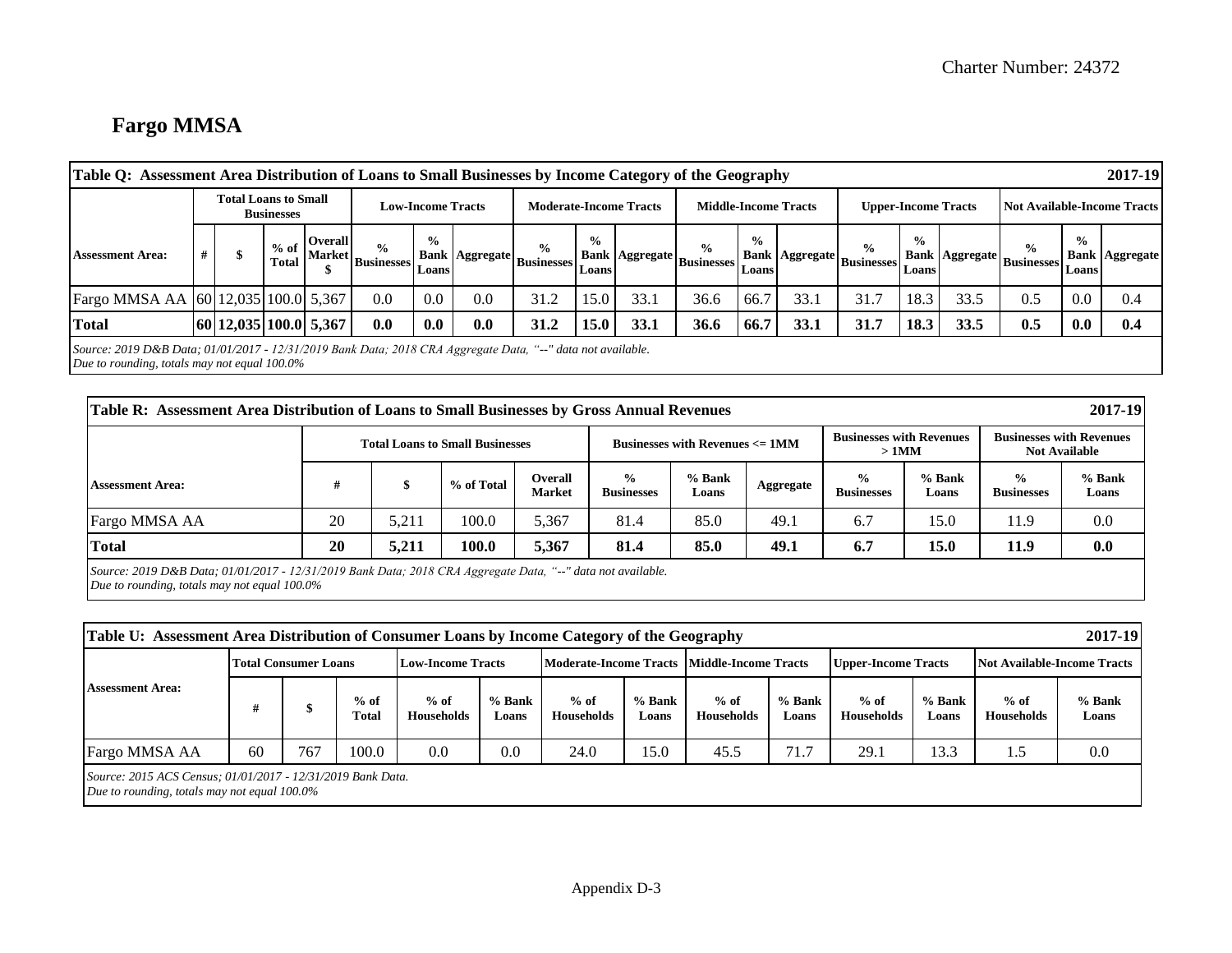## Fargo MMSA

| Table Q: Assessment Area Distribution of Loans to Small Businesses by Income Category of the Geography | | | | | | | | | | | | | | | | | | | 2017-19 |
|---|---|---|---|---|---|---|---|---|---|---|---|---|---|---|---|---|---|---|---|
| | Total Loans to Small Businesses | | | | Low-Income Tracts | | | Moderate-Income Tracts | | | Middle-Income Tracts | | | Upper-Income Tracts | | | Not Available-Income Tracts | | |
| Assessment Area: | # | $ | % of Total | Overall Market $ | % Businesses | % Bank Loans | Aggregate | % Businesses | % Bank Loans | Aggregate | % Businesses | % Bank Loans | Aggregate | % Businesses | % Bank Loans | Aggregate | % Businesses | % Bank Loans | Aggregate |
| Fargo MMSA AA | 60 | 12,035 | 100.0 | 5,367 | 0.0 | 0.0 | 0.0 | 31.2 | 15.0 | 33.1 | 36.6 | 66.7 | 33.1 | 31.7 | 18.3 | 33.5 | 0.5 | 0.0 | 0.4 |
| **Total** | **60** | **12,035** | **100.0** | **5,367** | **0.0** | **0.0** | **0.0** | **31.2** | **15.0** | **33.1** | **36.6** | **66.7** | **33.1** | **31.7** | **18.3** | **33.5** | **0.5** | **0.0** | **0.4** |

*Source: 2019 D&B Data; 01/01/2017 - 12/31/2019 Bank Data; 2018 CRA Aggregate Data, "--" data not available.*
*Due to rounding, totals may not equal 100.0%*

| Table R: Assessment Area Distribution of Loans to Small Businesses by Gross Annual Revenues | | | | | | | | | | | 2017-19 |
|---|---|---|---|---|---|---|---|---|---|---|---|
| | Total Loans to Small Businesses | | | | Businesses with Revenues <= 1MM | | | Businesses with Revenues > 1MM | | Businesses with Revenues Not Available | |
| Assessment Area: | # | $ | % of Total | Overall Market | % Businesses | % Bank Loans | Aggregate | % Businesses | % Bank Loans | % Businesses | % Bank Loans |
| Fargo MMSA AA | 20 | 5,211 | 100.0 | 5,367 | 81.4 | 85.0 | 49.1 | 6.7 | 15.0 | 11.9 | 0.0 |
| **Total** | **20** | **5,211** | **100.0** | **5,367** | **81.4** | **85.0** | **49.1** | **6.7** | **15.0** | **11.9** | **0.0** |

*Source: 2019 D&B Data; 01/01/2017 - 12/31/2019 Bank Data; 2018 CRA Aggregate Data, "--" data not available.*
*Due to rounding, totals may not equal 100.0%*

| Table U: Assessment Area Distribution of Consumer Loans by Income Category of the Geography | | | | | | | | | | | | | 2017-19 |
|---|---|---|---|---|---|---|---|---|---|---|---|---|---|
| Assessment Area: | Total Consumer Loans | | | Low-Income Tracts | | Moderate-Income Tracts | | Middle-Income Tracts | | Upper-Income Tracts | | Not Available-Income Tracts | |
| | # | $ | % of Total | % of Households | % Bank Loans | % of Households | % Bank Loans | % of Households | % Bank Loans | % of Households | % Bank Loans | % of Households | % Bank Loans |
| Fargo MMSA AA | 60 | 767 | 100.0 | 0.0 | 0.0 | 24.0 | 15.0 | 45.5 | 71.7 | 29.1 | 13.3 | 1.5 | 0.0 |

*Source: 2015 ACS Census; 01/01/2017 - 12/31/2019 Bank Data.*
*Due to rounding, totals may not equal 100.0%*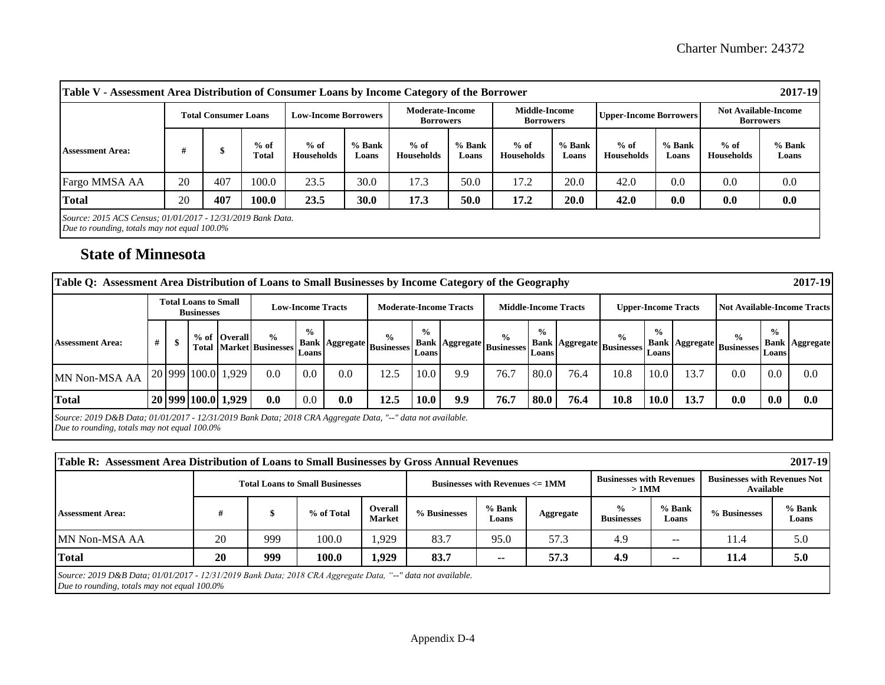**Table V - Assessment Area Distribution of Consumer Loans by Income Category of the Borrower** **2017-19**

| Assessment Area: | Total Consumer Loans | | | Low-Income Borrowers | | Moderate-Income Borrowers | | Middle-Income Borrowers | | Upper-Income Borrowers | | Not Available-Income Borrowers | |
|---|---|---|---|---|---|---|---|---|---|---|---|---|---|
| | # | $ | % of Total | % of Households | % Bank Loans | % of Households | % Bank Loans | % of Households | % Bank Loans | % of Households | % Bank Loans | % of Households | % Bank Loans |
| Fargo MMSA AA | 20 | 407 | 100.0 | 23.5 | 30.0 | 17.3 | 50.0 | 17.2 | 20.0 | 42.0 | 0.0 | 0.0 | 0.0 |
| **Total** | **20** | **407** | **100.0** | **23.5** | **30.0** | **17.3** | **50.0** | **17.2** | **20.0** | **42.0** | **0.0** | **0.0** | **0.0** |

*Source: 2015 ACS Census; 01/01/2017 - 12/31/2019 Bank Data.*
*Due to rounding, totals may not equal 100.0%*

## State of Minnesota

**Table Q: Assessment Area Distribution of Loans to Small Businesses by Income Category of the Geography** **2017-19**

| Assessment Area: | Total Loans to Small Businesses | | | | Low-Income Tracts | | | Moderate-Income Tracts | | | Middle-Income Tracts | | | Upper-Income Tracts | | | Not Available-Income Tracts | | |
|---|---|---|---|---|---|---|---|---|---|---|---|---|---|---|---|---|---|---|---|
| | # | $ | % of Total | Overall Market | % Businesses | % Bank Loans | Aggregate | % Businesses | % Bank Loans | Aggregate | % Businesses | % Bank Loans | Aggregate | % Businesses | % Bank Loans | Aggregate | % Businesses | % Bank Loans | Aggregate |
| MN Non-MSA AA | 20 | 999 | 100.0 | 1,929 | 0.0 | 0.0 | 0.0 | 12.5 | 10.0 | 9.9 | 76.7 | 80.0 | 76.4 | 10.8 | 10.0 | 13.7 | 0.0 | 0.0 | 0.0 |
| **Total** | **20** | **999** | **100.0** | **1,929** | **0.0** | 0.0 | **0.0** | **12.5** | **10.0** | **9.9** | **76.7** | **80.0** | **76.4** | **10.8** | **10.0** | **13.7** | **0.0** | **0.0** | **0.0** |

*Source: 2019 D&B Data; 01/01/2017 - 12/31/2019 Bank Data; 2018 CRA Aggregate Data, "--" data not available.*
*Due to rounding, totals may not equal 100.0%*

**Table R: Assessment Area Distribution of Loans to Small Businesses by Gross Annual Revenues** **2017-19**

| Assessment Area: | Total Loans to Small Businesses | | | | Businesses with Revenues <= 1MM | | | Businesses with Revenues > 1MM | | Businesses with Revenues Not Available | |
|---|---|---|---|---|---|---|---|---|---|---|---|
| | # | $ | % of Total | Overall Market | % Businesses | % Bank Loans | Aggregate | % Businesses | % Bank Loans | % Businesses | % Bank Loans |
| MN Non-MSA AA | 20 | 999 | 100.0 | 1,929 | 83.7 | 95.0 | 57.3 | 4.9 | -- | 11.4 | 5.0 |
| **Total** | **20** | **999** | **100.0** | **1,929** | **83.7** | **--** | **57.3** | **4.9** | **--** | **11.4** | **5.0** |

*Source: 2019 D&B Data; 01/01/2017 - 12/31/2019 Bank Data; 2018 CRA Aggregate Data, "--" data not available.*
*Due to rounding, totals may not equal 100.0%*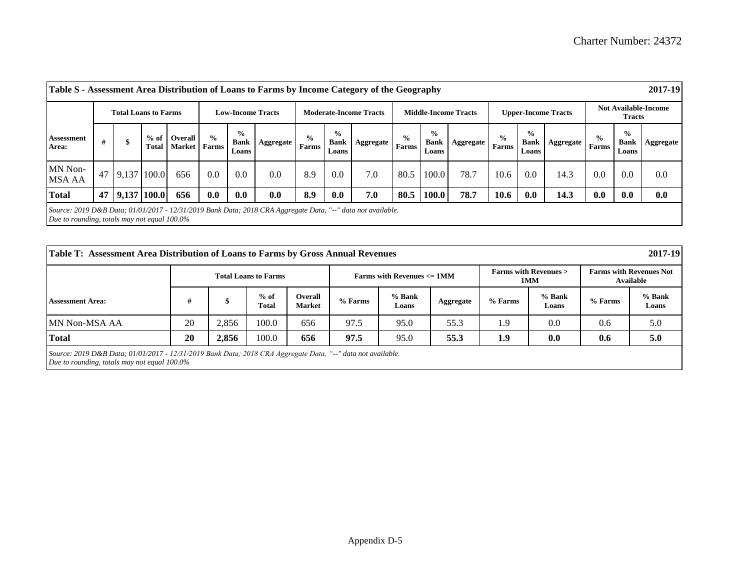| Table S - Assessment Area Distribution of Loans to Farms by Income Category of the Geography | | | | | | | | | | | | | | | | | | | | | 2017-19 |
|---|---|---|---|---|---|---|---|---|---|---|---|---|---|---|---|---|---|---|---|---|---|
| | Total Loans to Farms | | | | Low-Income Tracts | | | Moderate-Income Tracts | | | Middle-Income Tracts | | | Upper-Income Tracts | | | Not Available-Income Tracts | | | | |
| Assessment Area: | # | $ | % of Total | Overall Market | % Farms | % Bank Loans | Aggregate | % Farms | % Bank Loans | Aggregate | % Farms | % Bank Loans | Aggregate | % Farms | % Bank Loans | Aggregate | % Farms | % Bank Loans | Aggregate | | |
| MN Non-MSA AA | 47 | 9,137 | 100.0 | 656 | 0.0 | 0.0 | 0.0 | 8.9 | 0.0 | 7.0 | 80.5 | 100.0 | 78.7 | 10.6 | 0.0 | 14.3 | 0.0 | 0.0 | 0.0 | | |
| **Total** | **47** | **9,137** | **100.0** | **656** | **0.0** | **0.0** | **0.0** | **8.9** | **0.0** | **7.0** | **80.5** | **100.0** | **78.7** | **10.6** | **0.0** | **14.3** | **0.0** | **0.0** | **0.0** | | |

*Source: 2019 D&B Data; 01/01/2017 - 12/31/2019 Bank Data; 2018 CRA Aggregate Data, "--" data not available.*
*Due to rounding, totals may not equal 100.0%*

| Table T: Assessment Area Distribution of Loans to Farms by Gross Annual Revenues | | | | | | | | | | | 2017-19 |
|---|---|---|---|---|---|---|---|---|---|---|---|
| | Total Loans to Farms | | | | Farms with Revenues <= 1MM | | | Farms with Revenues > 1MM | | Farms with Revenues Not Available | |
| Assessment Area: | # | $ | % of Total | Overall Market | % Farms | % Bank Loans | Aggregate | % Farms | % Bank Loans | % Farms | % Bank Loans |
| MN Non-MSA AA | 20 | 2,856 | 100.0 | 656 | 97.5 | 95.0 | 55.3 | 1.9 | 0.0 | 0.6 | 5.0 |
| **Total** | **20** | **2,856** | 100.0 | **656** | **97.5** | 95.0 | **55.3** | **1.9** | **0.0** | **0.6** | **5.0** |

*Source: 2019 D&B Data; 01/01/2017 - 12/31/2019 Bank Data; 2018 CRA Aggregate Data, "--" data not available.*
*Due to rounding, totals may not equal 100.0%*